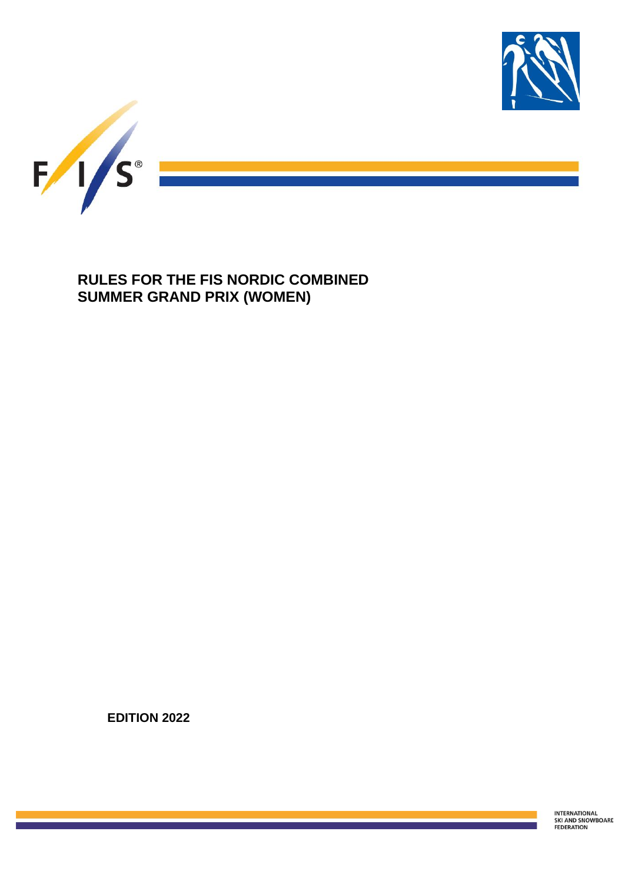# RULES FOR THE FIS NORDIC COMBINED SUMMER GRAND PRIX (WOMEN)

**EDITION 2022**

INTERNATIONAL SKI AND SNOWBOARD FEDERATION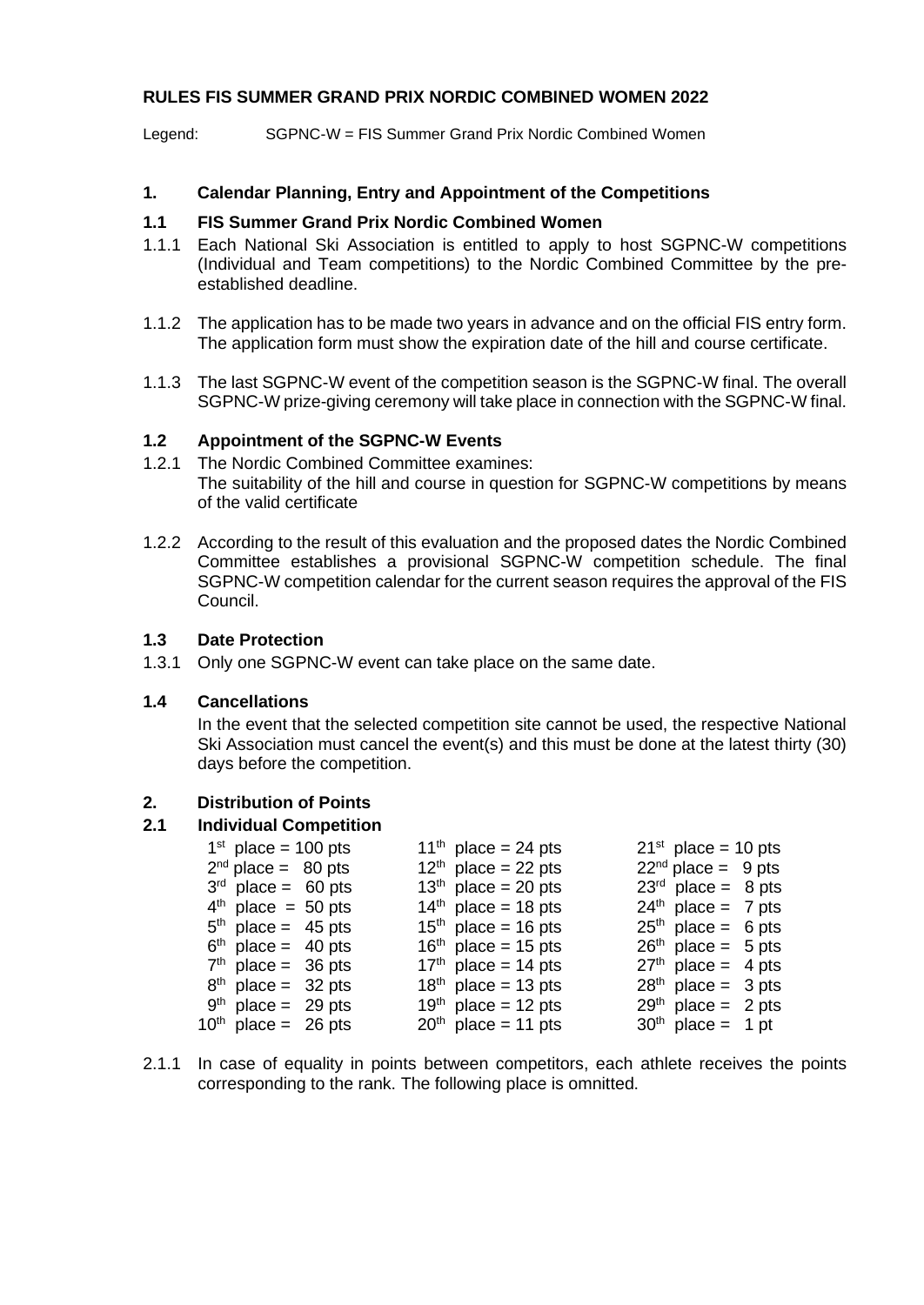**RULES FIS SUMMER GRAND PRIX NORDIC COMBINED WOMEN 2022**

Legend: SGPNC-W = FIS Summer Grand Prix Nordic Combined Women

## 1. Calendar Planning, Entry and Appointment of the Competitions

### 1.1 FIS Summer Grand Prix Nordic Combined Women

1.1.1 Each National Ski Association is entitled to apply to host SGPNC-W competitions (Individual and Team competitions) to the Nordic Combined Committee by the pre-established deadline.

1.1.2 The application has to be made two years in advance and on the official FIS entry form. The application form must show the expiration date of the hill and course certificate.

1.1.3 The last SGPNC-W event of the competition season is the SGPNC-W final. The overall SGPNC-W prize-giving ceremony will take place in connection with the SGPNC-W final.

### 1.2 Appointment of the SGPNC-W Events

1.2.1 The Nordic Combined Committee examines:
The suitability of the hill and course in question for SGPNC-W competitions by means of the valid certificate

1.2.2 According to the result of this evaluation and the proposed dates the Nordic Combined Committee establishes a provisional SGPNC-W competition schedule. The final SGPNC-W competition calendar for the current season requires the approval of the FIS Council.

### 1.3 Date Protection

1.3.1 Only one SGPNC-W event can take place on the same date.

### 1.4 Cancellations

In the event that the selected competition site cannot be used, the respective National Ski Association must cancel the event(s) and this must be done at the latest thirty (30) days before the competition.

## 2. Distribution of Points

### 2.1 Individual Competition

| | | |
|---|---|---|
| 1st place = 100 pts | 11th place = 24 pts | 21st place = 10 pts |
| 2nd place = 80 pts | 12th place = 22 pts | 22nd place = 9 pts |
| 3rd place = 60 pts | 13th place = 20 pts | 23rd place = 8 pts |
| 4th place = 50 pts | 14th place = 18 pts | 24th place = 7 pts |
| 5th place = 45 pts | 15th place = 16 pts | 25th place = 6 pts |
| 6th place = 40 pts | 16th place = 15 pts | 26th place = 5 pts |
| 7th place = 36 pts | 17th place = 14 pts | 27th place = 4 pts |
| 8th place = 32 pts | 18th place = 13 pts | 28th place = 3 pts |
| 9th place = 29 pts | 19th place = 12 pts | 29th place = 2 pts |
| 10th place = 26 pts | 20th place = 11 pts | 30th place = 1 pt |

2.1.1 In case of equality in points between competitors, each athlete receives the points corresponding to the rank. The following place is omnitted.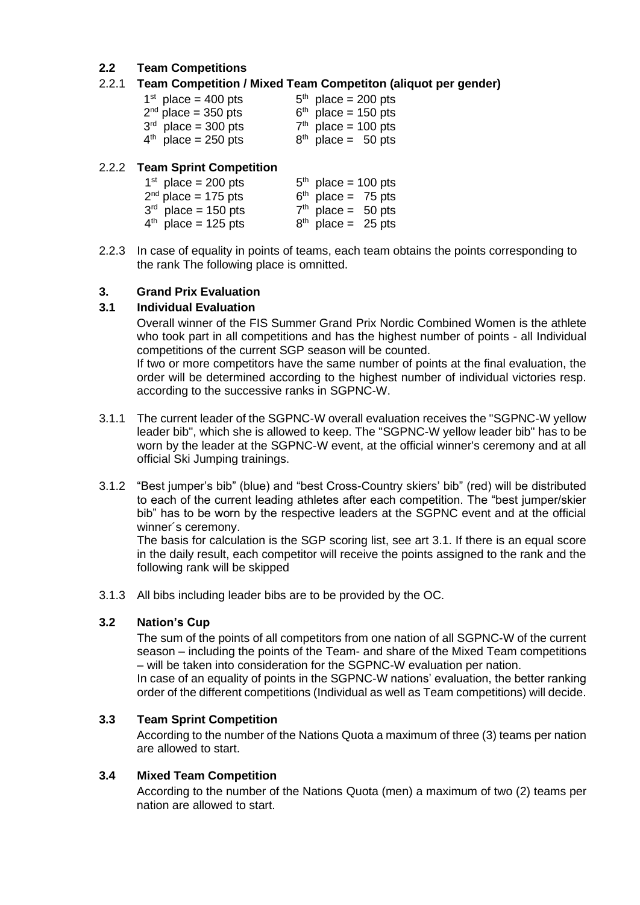## 2.2 Team Competitions

### 2.2.1 Team Competition / Mixed Team Competiton (aliquot per gender)

| | |
|---|---|
| 1st place = 400 pts | 5th place = 200 pts |
| 2nd place = 350 pts | 6th place = 150 pts |
| 3rd place = 300 pts | 7th place = 100 pts |
| 4th place = 250 pts | 8th place = 50 pts |

### 2.2.2 Team Sprint Competition

| | |
|---|---|
| 1st place = 200 pts | 5th place = 100 pts |
| 2nd place = 175 pts | 6th place = 75 pts |
| 3rd place = 150 pts | 7th place = 50 pts |
| 4th place = 125 pts | 8th place = 25 pts |

2.2.3 In case of equality in points of teams, each team obtains the points corresponding to the rank The following place is omnitted.

## 3. Grand Prix Evaluation

### 3.1 Individual Evaluation

Overall winner of the FIS Summer Grand Prix Nordic Combined Women is the athlete who took part in all competitions and has the highest number of points - all Individual competitions of the current SGP season will be counted.

If two or more competitors have the same number of points at the final evaluation, the order will be determined according to the highest number of individual victories resp. according to the successive ranks in SGPNC-W.

3.1.1 The current leader of the SGPNC-W overall evaluation receives the "SGPNC-W yellow leader bib", which she is allowed to keep. The "SGPNC-W yellow leader bib" has to be worn by the leader at the SGPNC-W event, at the official winner's ceremony and at all official Ski Jumping trainings.

3.1.2 "Best jumper's bib" (blue) and "best Cross-Country skiers' bib" (red) will be distributed to each of the current leading athletes after each competition. The "best jumper/skier bib" has to be worn by the respective leaders at the SGPNC event and at the official winner´s ceremony.

The basis for calculation is the SGP scoring list, see art 3.1. If there is an equal score in the daily result, each competitor will receive the points assigned to the rank and the following rank will be skipped

3.1.3 All bibs including leader bibs are to be provided by the OC.

### 3.2 Nation's Cup

The sum of the points of all competitors from one nation of all SGPNC-W of the current season – including the points of the Team- and share of the Mixed Team competitions – will be taken into consideration for the SGPNC-W evaluation per nation.

In case of an equality of points in the SGPNC-W nations' evaluation, the better ranking order of the different competitions (Individual as well as Team competitions) will decide.

### 3.3 Team Sprint Competition

According to the number of the Nations Quota a maximum of three (3) teams per nation are allowed to start.

### 3.4 Mixed Team Competition

According to the number of the Nations Quota (men) a maximum of two (2) teams per nation are allowed to start.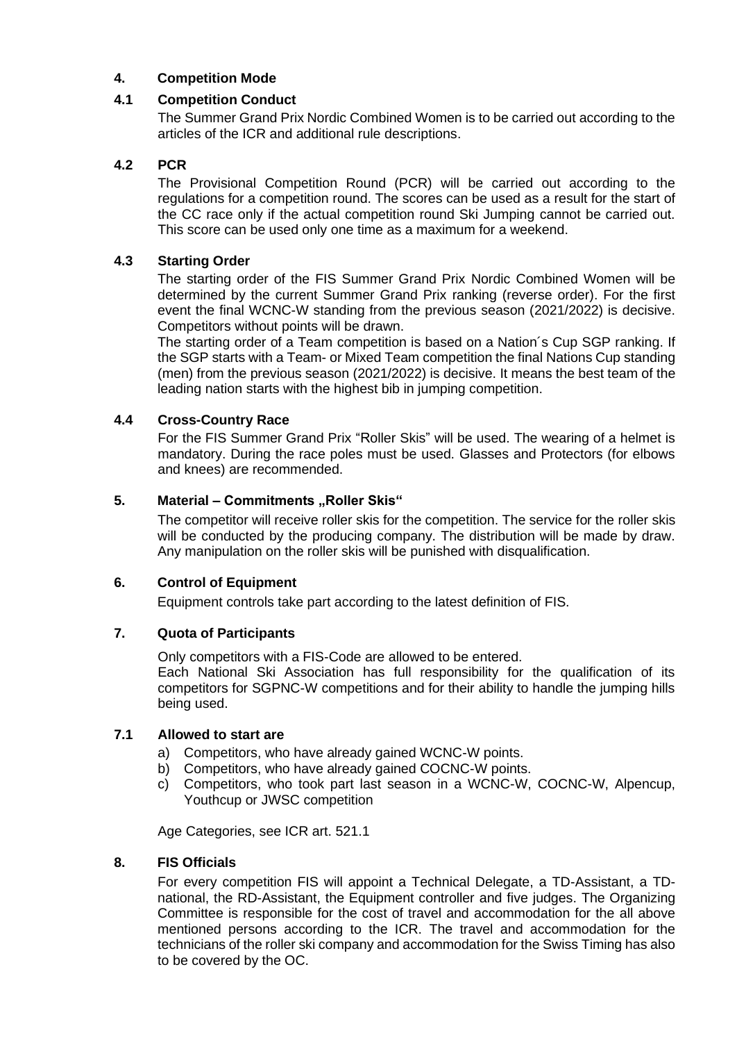## 4. Competition Mode

### 4.1 Competition Conduct

The Summer Grand Prix Nordic Combined Women is to be carried out according to the articles of the ICR and additional rule descriptions.

### 4.2 PCR

The Provisional Competition Round (PCR) will be carried out according to the regulations for a competition round. The scores can be used as a result for the start of the CC race only if the actual competition round Ski Jumping cannot be carried out. This score can be used only one time as a maximum for a weekend.

### 4.3 Starting Order

The starting order of the FIS Summer Grand Prix Nordic Combined Women will be determined by the current Summer Grand Prix ranking (reverse order). For the first event the final WCNC-W standing from the previous season (2021/2022) is decisive. Competitors without points will be drawn.

The starting order of a Team competition is based on a Nation´s Cup SGP ranking. If the SGP starts with a Team- or Mixed Team competition the final Nations Cup standing (men) from the previous season (2021/2022) is decisive. It means the best team of the leading nation starts with the highest bib in jumping competition.

### 4.4 Cross-Country Race

For the FIS Summer Grand Prix "Roller Skis" will be used. The wearing of a helmet is mandatory. During the race poles must be used. Glasses and Protectors (for elbows and knees) are recommended.

## 5. Material – Commitments „Roller Skis"

The competitor will receive roller skis for the competition. The service for the roller skis will be conducted by the producing company. The distribution will be made by draw. Any manipulation on the roller skis will be punished with disqualification.

## 6. Control of Equipment

Equipment controls take part according to the latest definition of FIS.

## 7. Quota of Participants

Only competitors with a FIS-Code are allowed to be entered.
Each National Ski Association has full responsibility for the qualification of its competitors for SGPNC-W competitions and for their ability to handle the jumping hills being used.

### 7.1 Allowed to start are

a) Competitors, who have already gained WCNC-W points.
b) Competitors, who have already gained COCNC-W points.
c) Competitors, who took part last season in a WCNC-W, COCNC-W, Alpencup, Youthcup or JWSC competition

Age Categories, see ICR art. 521.1

## 8. FIS Officials

For every competition FIS will appoint a Technical Delegate, a TD-Assistant, a TD-national, the RD-Assistant, the Equipment controller and five judges. The Organizing Committee is responsible for the cost of travel and accommodation for the all above mentioned persons according to the ICR. The travel and accommodation for the technicians of the roller ski company and accommodation for the Swiss Timing has also to be covered by the OC.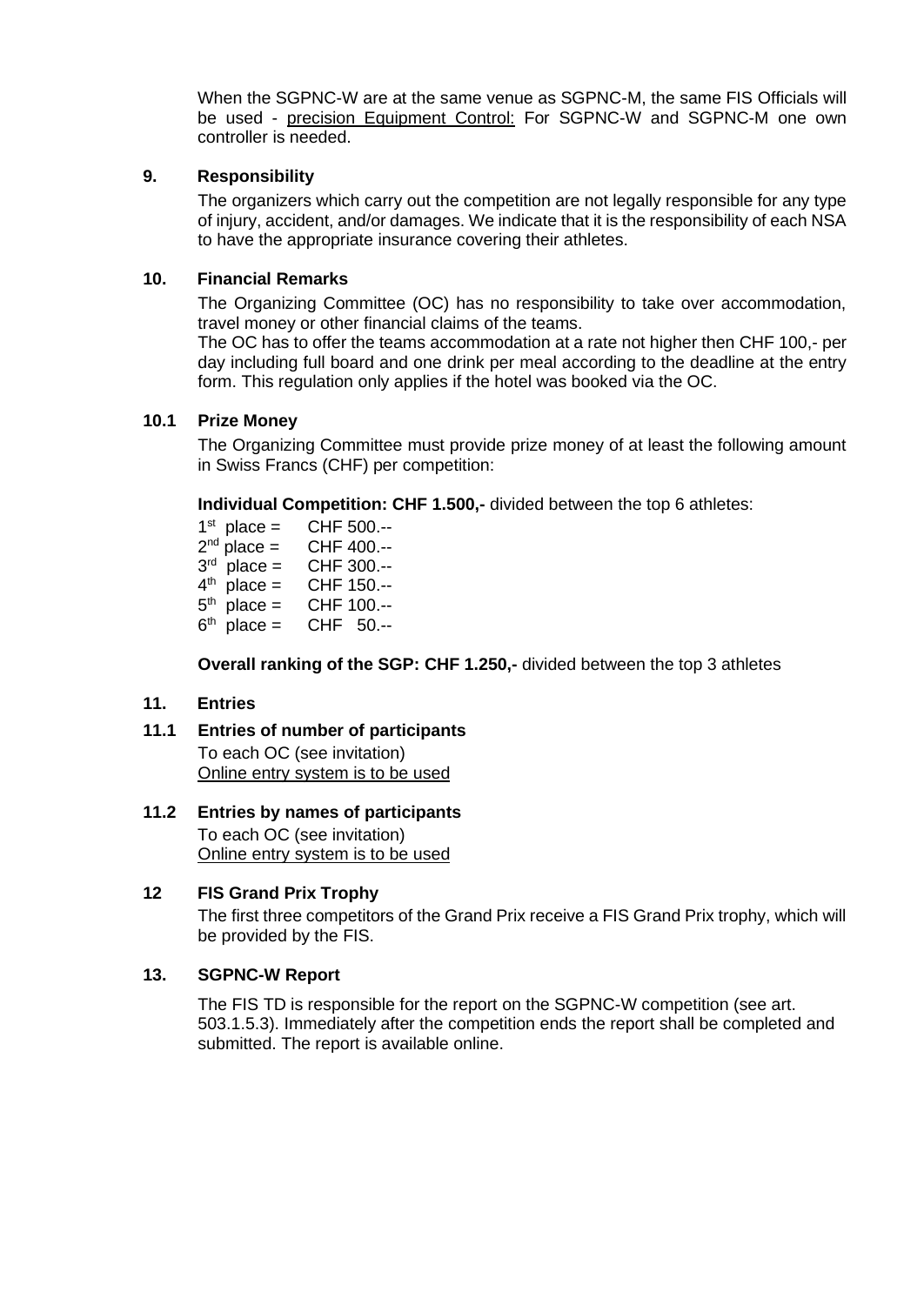When the SGPNC-W are at the same venue as SGPNC-M, the same FIS Officials will be used - precision Equipment Control: For SGPNC-W and SGPNC-M one own controller is needed.

## 9. Responsibility

The organizers which carry out the competition are not legally responsible for any type of injury, accident, and/or damages. We indicate that it is the responsibility of each NSA to have the appropriate insurance covering their athletes.

## 10. Financial Remarks

The Organizing Committee (OC) has no responsibility to take over accommodation, travel money or other financial claims of the teams.
The OC has to offer the teams accommodation at a rate not higher then CHF 100,- per day including full board and one drink per meal according to the deadline at the entry form. This regulation only applies if the hotel was booked via the OC.

### 10.1 Prize Money

The Organizing Committee must provide prize money of at least the following amount in Swiss Francs (CHF) per competition:

**Individual Competition: CHF 1.500,-** divided between the top 6 athletes:

1st place = CHF 500.--
2nd place = CHF 400.--
3rd place = CHF 300.--
4th place = CHF 150.--
5th place = CHF 100.--
6th place = CHF 50.--

**Overall ranking of the SGP: CHF 1.250,-** divided between the top 3 athletes

## 11. Entries

### 11.1 Entries of number of participants

To each OC (see invitation)
Online entry system is to be used

### 11.2 Entries by names of participants

To each OC (see invitation)
Online entry system is to be used

## 12 FIS Grand Prix Trophy

The first three competitors of the Grand Prix receive a FIS Grand Prix trophy, which will be provided by the FIS.

## 13. SGPNC-W Report

The FIS TD is responsible for the report on the SGPNC-W competition (see art. 503.1.5.3). Immediately after the competition ends the report shall be completed and submitted. The report is available online.